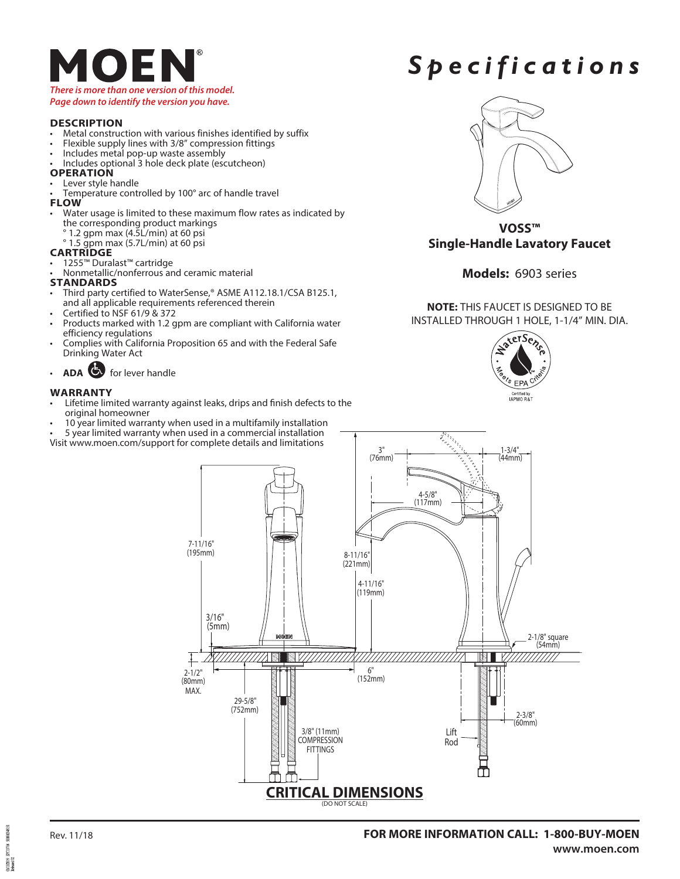# MOEN®

*There is more than one version of this model.*
*Page down to identify the version you have.*

# Specifications

## DESCRIPTION
- Metal construction with various finishes identified by suffix
- Flexible supply lines with 3/8" compression fittings
- Includes metal pop-up waste assembly
- Includes optional 3 hole deck plate (escutcheon)

## OPERATION
- Lever style handle
- Temperature controlled by 100° arc of handle travel

## FLOW
- Water usage is limited to these maximum flow rates as indicated by the corresponding product markings
  - 1.2 gpm max (4.5L/min) at 60 psi
  - 1.5 gpm max (5.7L/min) at 60 psi

## CARTRIDGE
- 1255™ Duralast™ cartridge
- Nonmetallic/nonferrous and ceramic material

## STANDARDS
- Third party certified to WaterSense,® ASME A112.18.1/CSA B125.1, and all applicable requirements referenced therein
- Certified to NSF 61/9 & 372
- Products marked with 1.2 gpm are compliant with California water efficiency regulations
- Complies with California Proposition 65 and with the Federal Safe Drinking Water Act
- **ADA** for lever handle

## WARRANTY
- Lifetime limited warranty against leaks, drips and finish defects to the original homeowner
- 10 year limited warranty when used in a multifamily installation
- 5 year limited warranty when used in a commercial installation

Visit www.moen.com/support for complete details and limitations

**VOSS™**
**Single-Handle Lavatory Faucet**

**Models:** 6903 series

**NOTE:** THIS FAUCET IS DESIGNED TO BE INSTALLED THROUGH 1 HOLE, 1-1/4" MIN. DIA.

WaterSense • Meets EPA Criteria • Certified by IAPMO R&T

3" (76mm)
1-3/4" (44mm)
4-5/8" (117mm)
7-11/16" (195mm)
8-11/16" (221mm)
4-11/16" (119mm)
3/16" (5mm)
2-1/8" square (54mm)
2-1/2" (80mm) MAX.
6" (152mm)
29-5/8" (752mm)
2-3/8" (60mm)
3/8" (11mm) COMPRESSION FITTINGS
Lift Rod

## CRITICAL DIMENSIONS
(DO NOT SCALE)

Rev. 11/18

**FOR MORE INFORMATION CALL: 1-800-BUY-MOEN**
**www.moen.com**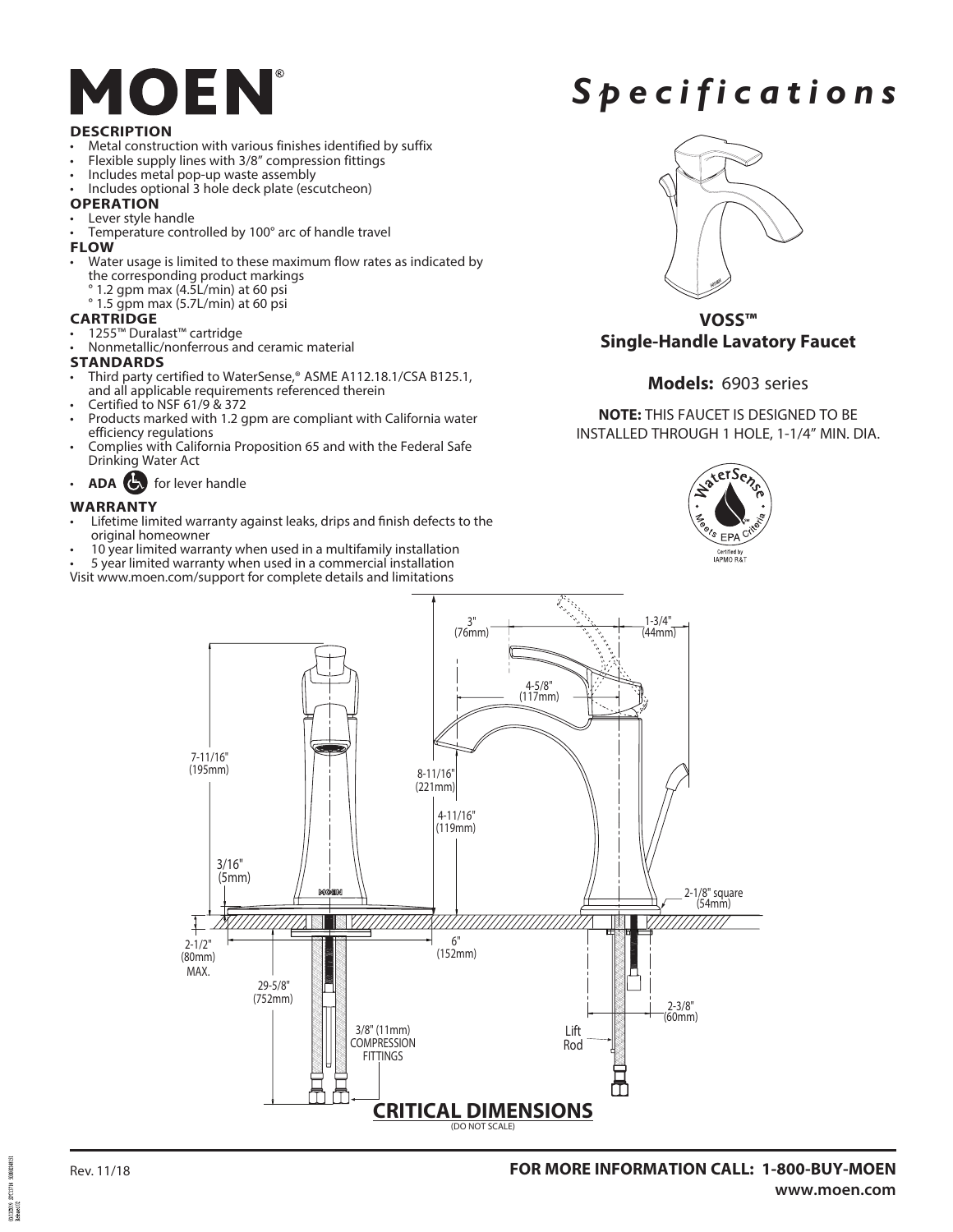# MOEN®

# *Specifications*

### DESCRIPTION

- Metal construction with various finishes identified by suffix
- Flexible supply lines with 3/8" compression fittings
- Includes metal pop-up waste assembly
- Includes optional 3 hole deck plate (escutcheon)

### OPERATION

- Lever style handle
- Temperature controlled by 100° arc of handle travel

### FLOW

- Water usage is limited to these maximum flow rates as indicated by the corresponding product markings
  - ° 1.2 gpm max (4.5L/min) at 60 psi
  - ° 1.5 gpm max (5.7L/min) at 60 psi

### CARTRIDGE

- 1255™ Duralast™ cartridge
- Nonmetallic/nonferrous and ceramic material

### STANDARDS

- Third party certified to WaterSense,® ASME A112.18.1/CSA B125.1, and all applicable requirements referenced therein
- Certified to NSF 61/9 & 372
- Products marked with 1.2 gpm are compliant with California water efficiency regulations
- Complies with California Proposition 65 and with the Federal Safe Drinking Water Act
- **ADA** for lever handle

### WARRANTY

- Lifetime limited warranty against leaks, drips and finish defects to the original homeowner
- 10 year limited warranty when used in a multifamily installation
- 5 year limited warranty when used in a commercial installation

Visit www.moen.com/support for complete details and limitations

**VOSS™**
**Single-Handle Lavatory Faucet**

**Models:** 6903 series

**NOTE:** THIS FAUCET IS DESIGNED TO BE INSTALLED THROUGH 1 HOLE, 1-1/4" MIN. DIA.

WaterSense
Meets EPA Criteria
Certified by IAPMO R&T

3" (76mm)
1-3/4" (44mm)
4-5/8" (117mm)
7-11/16" (195mm)
8-11/16" (221mm)
4-11/16" (119mm)
3/16" (5mm)
2-1/8" square (54mm)
2-1/2" (80mm) MAX.
6" (152mm)
29-5/8" (752mm)
2-3/8" (60mm)
3/8" (11mm) COMPRESSION FITTINGS
Lift Rod

## CRITICAL DIMENSIONS

(DO NOT SCALE)

Rev. 11/18

**FOR MORE INFORMATION CALL: 1-800-BUY-MOEN**
**www.moen.com**